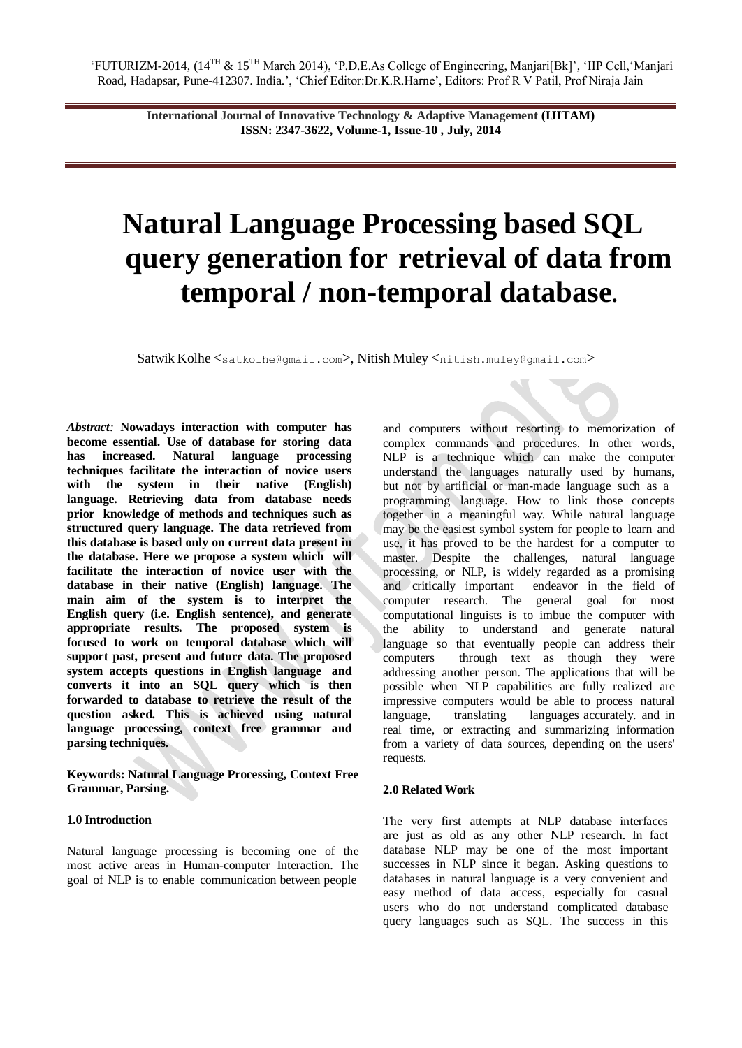# Natural Language Processing based SQL query generation for retrieval of data from temporal / non-temporal database.

Satwik Kolhe <satkolhe@gmail.com>, Nitish Muley <nitish.muley@gmail.com>

***Abstract:*** **Nowadays interaction with computer has become essential. Use of database for storing data has increased. Natural language processing techniques facilitate the interaction of novice users with the system in their native (English) language. Retrieving data from database needs prior knowledge of methods and techniques such as structured query language. The data retrieved from this database is based only on current data present in the database. Here we propose a system which will facilitate the interaction of novice user with the database in their native (English) language. The main aim of the system is to interpret the English query (i.e. English sentence), and generate appropriate results. The proposed system is focused to work on temporal database which will support past, present and future data. The proposed system accepts questions in English language and converts it into an SQL query which is then forwarded to database to retrieve the result of the question asked. This is achieved using natural language processing, context free grammar and parsing techniques.**

**Keywords: Natural Language Processing, Context Free Grammar, Parsing.**

## 1.0 Introduction

Natural language processing is becoming one of the most active areas in Human-computer Interaction. The goal of NLP is to enable communication between people and computers without resorting to memorization of complex commands and procedures. In other words, NLP is a technique which can make the computer understand the languages naturally used by humans, but not by artificial or man-made language such as a programming language. How to link those concepts together in a meaningful way. While natural language may be the easiest symbol system for people to learn and use, it has proved to be the hardest for a computer to master. Despite the challenges, natural language processing, or NLP, is widely regarded as a promising and critically important endeavor in the field of computer research. The general goal for most computational linguists is to imbue the computer with the ability to understand and generate natural language so that eventually people can address their computers through text as though they were addressing another person. The applications that will be possible when NLP capabilities are fully realized are impressive computers would be able to process natural language, translating languages accurately. and in real time, or extracting and summarizing information from a variety of data sources, depending on the users' requests.

## 2.0 Related Work

The very first attempts at NLP database interfaces are just as old as any other NLP research. In fact database NLP may be one of the most important successes in NLP since it began. Asking questions to databases in natural language is a very convenient and easy method of data access, especially for casual users who do not understand complicated database query languages such as SQL. The success in this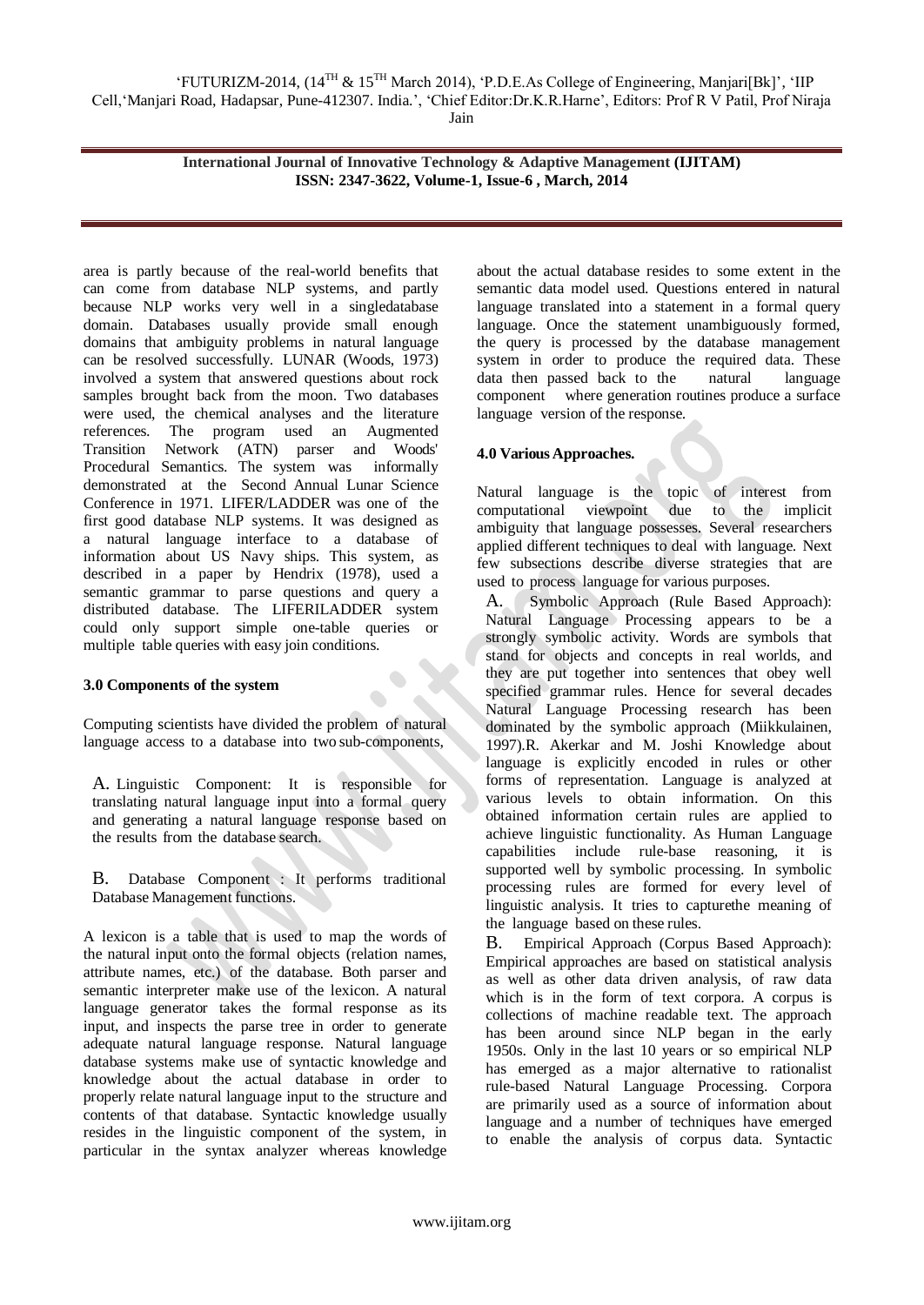area is partly because of the real-world benefits that can come from database NLP systems, and partly because NLP works very well in a singledatabase domain. Databases usually provide small enough domains that ambiguity problems in natural language can be resolved successfully. LUNAR (Woods, 1973) involved a system that answered questions about rock samples brought back from the moon. Two databases were used, the chemical analyses and the literature references. The program used an Augmented Transition Network (ATN) parser and Woods' Procedural Semantics. The system was informally demonstrated at the Second Annual Lunar Science Conference in 1971. LIFER/LADDER was one of the first good database NLP systems. It was designed as a natural language interface to a database of information about US Navy ships. This system, as described in a paper by Hendrix (1978), used a semantic grammar to parse questions and query a distributed database. The LIFERILADDER system could only support simple one-table queries or multiple table queries with easy join conditions.

**3.0 Components of the system**

Computing scientists have divided the problem of natural language access to a database into two sub-components,

A. Linguistic Component: It is responsible for translating natural language input into a formal query and generating a natural language response based on the results from the database search.

B. Database Component : It performs traditional Database Management functions.

A lexicon is a table that is used to map the words of the natural input onto the formal objects (relation names, attribute names, etc.) of the database. Both parser and semantic interpreter make use of the lexicon. A natural language generator takes the formal response as its input, and inspects the parse tree in order to generate adequate natural language response. Natural language database systems make use of syntactic knowledge and knowledge about the actual database in order to properly relate natural language input to the structure and contents of that database. Syntactic knowledge usually resides in the linguistic component of the system, in particular in the syntax analyzer whereas knowledge about the actual database resides to some extent in the semantic data model used. Questions entered in natural language translated into a statement in a formal query language. Once the statement unambiguously formed, the query is processed by the database management system in order to produce the required data. These data then passed back to the natural language component where generation routines produce a surface language version of the response.

**4.0 Various Approaches.**

Natural language is the topic of interest from computational viewpoint due to the implicit ambiguity that language possesses. Several researchers applied different techniques to deal with language. Next few subsections describe diverse strategies that are used to process language for various purposes.

A. Symbolic Approach (Rule Based Approach): Natural Language Processing appears to be a strongly symbolic activity. Words are symbols that stand for objects and concepts in real worlds, and they are put together into sentences that obey well specified grammar rules. Hence for several decades Natural Language Processing research has been dominated by the symbolic approach (Miikkulainen, 1997).R. Akerkar and M. Joshi Knowledge about language is explicitly encoded in rules or other forms of representation. Language is analyzed at various levels to obtain information. On this obtained information certain rules are applied to achieve linguistic functionality. As Human Language capabilities include rule-base reasoning, it is supported well by symbolic processing. In symbolic processing rules are formed for every level of linguistic analysis. It tries to capturethe meaning of the language based on these rules.

B. Empirical Approach (Corpus Based Approach): Empirical approaches are based on statistical analysis as well as other data driven analysis, of raw data which is in the form of text corpora. A corpus is collections of machine readable text. The approach has been around since NLP began in the early 1950s. Only in the last 10 years or so empirical NLP has emerged as a major alternative to rationalist rule-based Natural Language Processing. Corpora are primarily used as a source of information about language and a number of techniques have emerged to enable the analysis of corpus data. Syntactic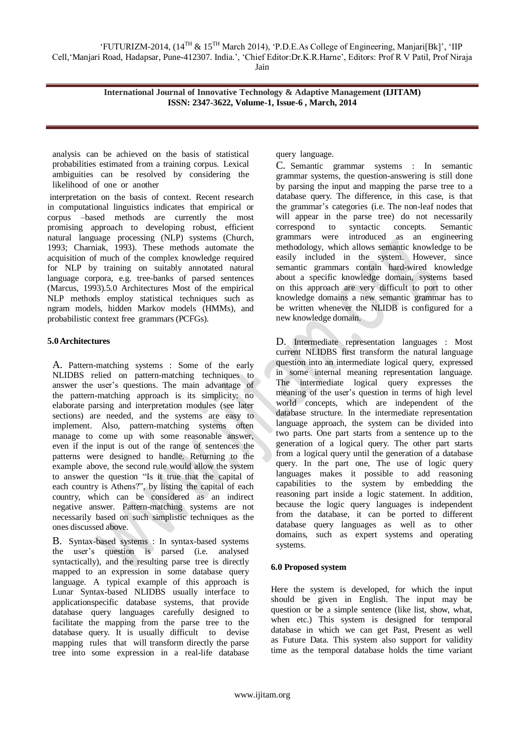analysis can be achieved on the basis of statistical probabilities estimated from a training corpus. Lexical ambiguities can be resolved by considering the likelihood of one or another

interpretation on the basis of context. Recent research in computational linguistics indicates that empirical or corpus –based methods are currently the most promising approach to developing robust, efficient natural language processing (NLP) systems (Church, 1993; Charniak, 1993). These methods automate the acquisition of much of the complex knowledge required for NLP by training on suitably annotated natural language corpora, e.g. tree-banks of parsed sentences (Marcus, 1993).5.0 Architectures Most of the empirical NLP methods employ statistical techniques such as ngram models, hidden Markov models (HMMs), and probabilistic context free grammars (PCFGs).

## 5.0 Architectures

A. Pattern-matching systems : Some of the early NLIDBS relied on pattern-matching techniques to answer the user's questions. The main advantage of the pattern-matching approach is its simplicity: no elaborate parsing and interpretation modules (see later sections) are needed, and the systems are easy to implement. Also, pattern-matching systems often manage to come up with some reasonable answer, even if the input is out of the range of sentences the patterns were designed to handle. Returning to the example above, the second rule would allow the system to answer the question "Is it true that the capital of each country is Athens?", by listing the capital of each country, which can be considered as an indirect negative answer. Pattern-matching systems are not necessarily based on such simplistic techniques as the ones discussed above.

B. Syntax-based systems : In syntax-based systems the user's question is parsed (i.e. analysed syntactically), and the resulting parse tree is directly mapped to an expression in some database query language. A typical example of this approach is Lunar Syntax-based NLIDBS usually interface to applicationspecific database systems, that provide database query languages carefully designed to facilitate the mapping from the parse tree to the database query. It is usually difficult to devise mapping rules that will transform directly the parse tree into some expression in a real-life database query language.

C. Semantic grammar systems : In semantic grammar systems, the question-answering is still done by parsing the input and mapping the parse tree to a database query. The difference, in this case, is that the grammar's categories (i.e. The non-leaf nodes that will appear in the parse tree) do not necessarily correspond to syntactic concepts. Semantic grammars were introduced as an engineering methodology, which allows semantic knowledge to be easily included in the system. However, since semantic grammars contain hard-wired knowledge about a specific knowledge domain, systems based on this approach are very difficult to port to other knowledge domains a new semantic grammar has to be written whenever the NLIDB is configured for a new knowledge domain.

D. Intermediate representation languages : Most current NLIDBS first transform the natural language question into an intermediate logical query, expressed in some internal meaning representation language. The intermediate logical query expresses the meaning of the user's question in terms of high level world concepts, which are independent of the database structure. In the intermediate representation language approach, the system can be divided into two parts. One part starts from a sentence up to the generation of a logical query. The other part starts from a logical query until the generation of a database query. In the part one, The use of logic query languages makes it possible to add reasoning capabilities to the system by embedding the reasoning part inside a logic statement. In addition, because the logic query languages is independent from the database, it can be ported to different database query languages as well as to other domains, such as expert systems and operating systems.

## 6.0 Proposed system

Here the system is developed, for which the input should be given in English. The input may be question or be a simple sentence (like list, show, what, when etc.) This system is designed for temporal database in which we can get Past, Present as well as Future Data. This system also support for validity time as the temporal database holds the time variant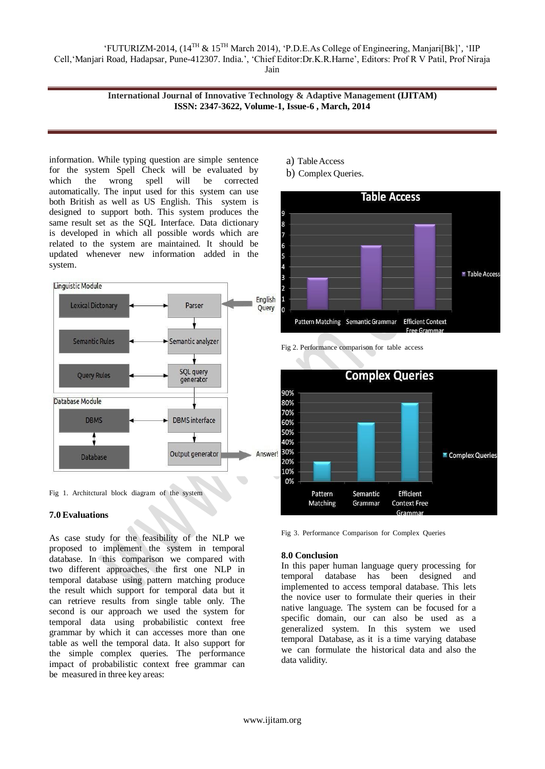information. While typing question are simple sentence for the system Spell Check will be evaluated by which the wrong spell will be corrected automatically. The input used for this system can use both British as well as US English. This system is designed to support both. This system produces the same result set as the SQL Interface. Data dictionary is developed in which all possible words which are related to the system are maintained. It should be updated whenever new information added in the system.

Fig 1. Architctural block diagram of the system

### 7.0 Evaluations

As case study for the feasibility of the NLP we proposed to implement the system in temporal database. In this comparison we compared with two different approaches, the first one NLP in temporal database using pattern matching produce the result which support for temporal data but it can retrieve results from single table only. The second is our approach we used the system for temporal data using probabilistic context free grammar by which it can accesses more than one table as well the temporal data. It also support for the simple complex queries. The performance impact of probabilistic context free grammar can be measured in three key areas:

a) Table Access
b) Complex Queries.

Fig 2. Performance comparison for table access

Fig 3. Performance Comparison for Complex Queries

### 8.0 Conclusion

In this paper human language query processing for temporal database has been designed and implemented to access temporal database. This lets the novice user to formulate their queries in their native language. The system can be focused for a specific domain, our can also be used as a generalized system. In this system we used temporal Database, as it is a time varying database we can formulate the historical data and also the data validity.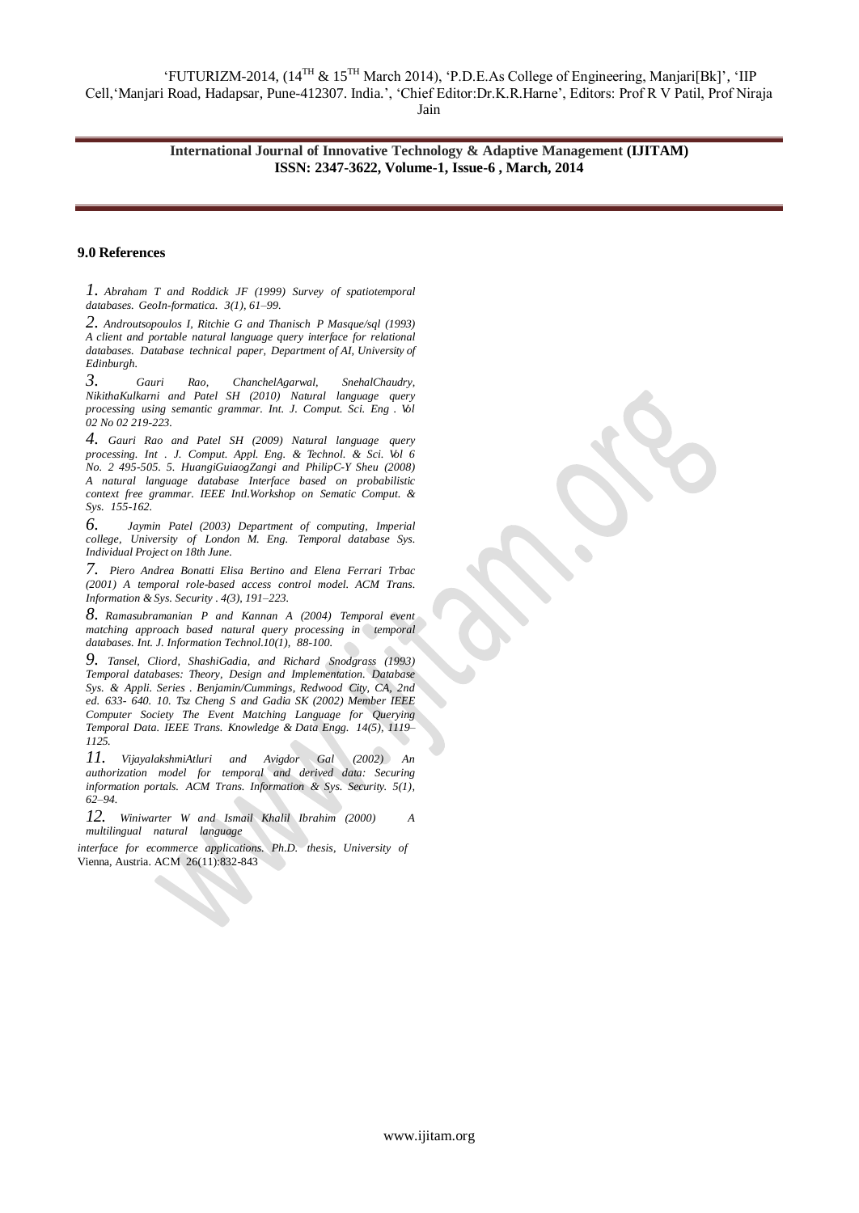## 9.0 References

1. *Abraham T and Roddick JF (1999) Survey of spatiotemporal databases. GeoIn-formatica. 3(1), 61–99.*

2. *Androutsopoulos I, Ritchie G and Thanisch P Masque/sql (1993) A client and portable natural language query interface for relational databases. Database technical paper, Department of AI, University of Edinburgh.*

3. *Gauri Rao, ChanchelAgarwal, SnehalChaudry, NikithaKulkarni and Patel SH (2010) Natural language query processing using semantic grammar. Int. J. Comput. Sci. Eng . Vol 02 No 02 219-223.*

4. *Gauri Rao and Patel SH (2009) Natural language query processing. Int . J. Comput. Appl. Eng. & Technol. & Sci. Vol 6 No. 2 495-505. 5. HuangiGuiaogZangi and PhilipC-Y Sheu (2008) A natural language database Interface based on probabilistic context free grammar. IEEE Intl.Workshop on Sematic Comput. & Sys. 155-162.*

6. *Jaymin Patel (2003) Department of computing, Imperial college, University of London M. Eng. Temporal database Sys. Individual Project on 18th June.*

7. *Piero Andrea Bonatti Elisa Bertino and Elena Ferrari Trbac (2001) A temporal role-based access control model. ACM Trans. Information & Sys. Security . 4(3), 191–223.*

8. *Ramasubramanian P and Kannan A (2004) Temporal event matching approach based natural query processing in temporal databases. Int. J. Information Technol.10(1), 88-100.*

9. *Tansel, Cliord, ShashiGadia, and Richard Snodgrass (1993) Temporal databases: Theory, Design and Implementation. Database Sys. & Appli. Series . Benjamin/Cummings, Redwood City, CA, 2nd ed. 633- 640. 10. Tsz Cheng S and Gadia SK (2002) Member IEEE Computer Society The Event Matching Language for Querying Temporal Data. IEEE Trans. Knowledge & Data Engg. 14(5), 1119–1125.*

11. *VijayalakshmiAtluri and Avigdor Gal (2002) An authorization model for temporal and derived data: Securing information portals. ACM Trans. Information & Sys. Security. 5(1), 62–94.*

12. *Winiwarter W and Ismail Khalil Ibrahim (2000) A multilingual natural language interface for ecommerce applications. Ph.D. thesis, University of* Vienna, Austria. ACM 26(11):832-843